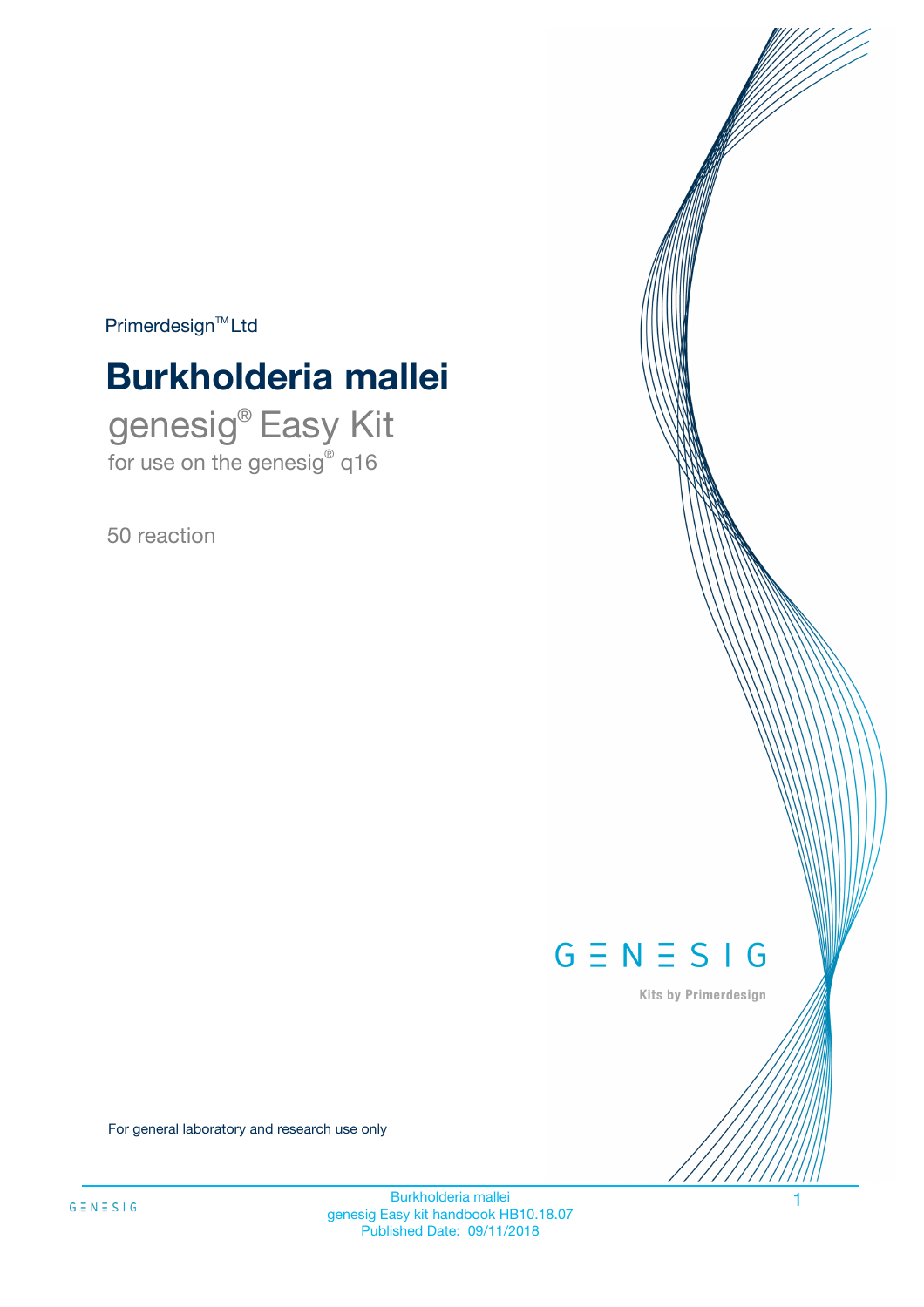Primerdesign™ Ltd

# Burkholderia mallei

## genesig® Easy Kit

for use on the genesig® q16

50 reaction

GENESIG

Kits by Primerdesign

For general laboratory and research use only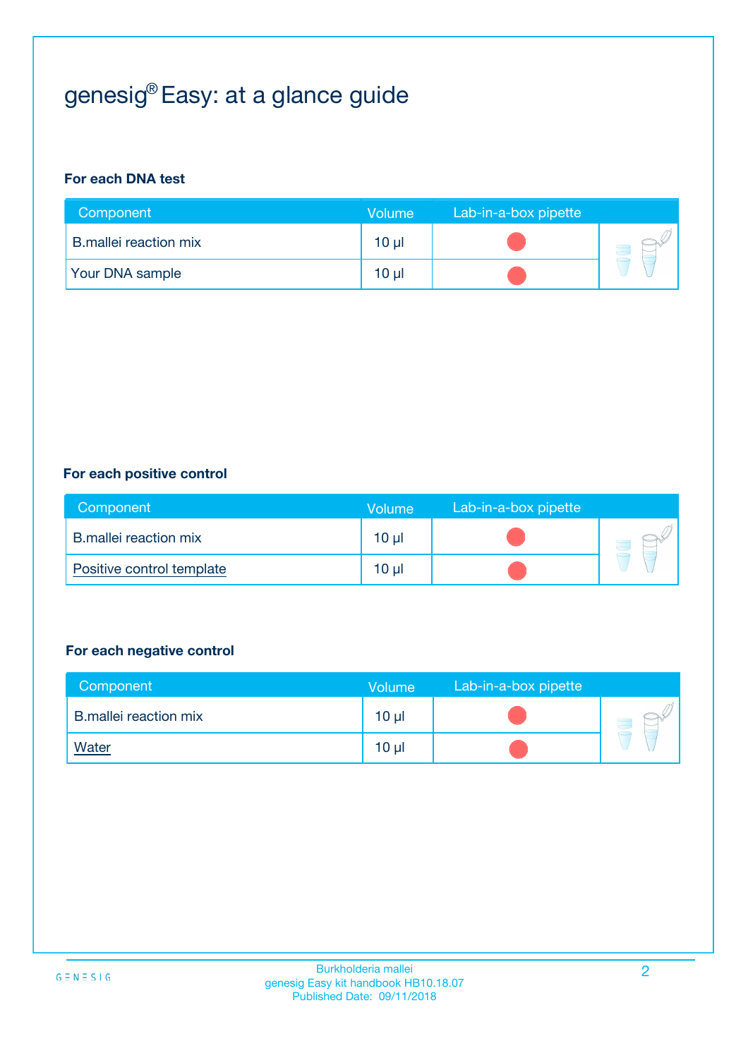# genesig® Easy: at a glance guide

### For each DNA test

| Component | Volume | Lab-in-a-box pipette |
|---|---|---|
| B.mallei reaction mix | 10 µl | |
| Your DNA sample | 10 µl | |

### For each positive control

| Component | Volume | Lab-in-a-box pipette |
|---|---|---|
| B.mallei reaction mix | 10 µl | |
| Positive control template | 10 µl | |

### For each negative control

| Component | Volume | Lab-in-a-box pipette |
|---|---|---|
| B.mallei reaction mix | 10 µl | |
| Water | 10 µl | |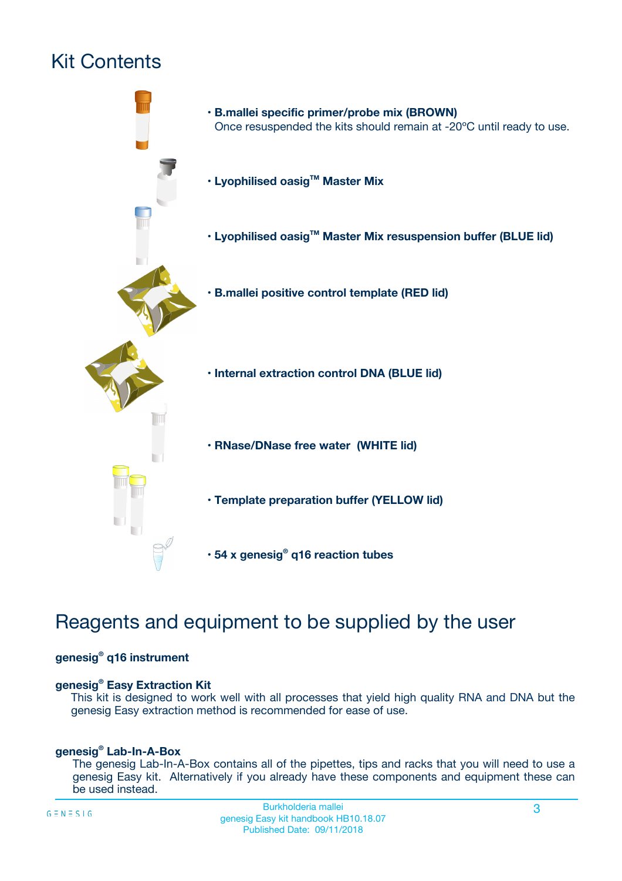# Kit Contents

- **B.mallei specific primer/probe mix (BROWN)**
  Once resuspended the kits should remain at -20ºC until ready to use.
- **Lyophilised oasig™ Master Mix**
- **Lyophilised oasig™ Master Mix resuspension buffer (BLUE lid)**
- **B.mallei positive control template (RED lid)**
- **Internal extraction control DNA (BLUE lid)**
- **RNase/DNase free water (WHITE lid)**
- **Template preparation buffer (YELLOW lid)**
- **54 x genesig® q16 reaction tubes**

# Reagents and equipment to be supplied by the user

**genesig® q16 instrument**

**genesig® Easy Extraction Kit**
This kit is designed to work well with all processes that yield high quality RNA and DNA but the genesig Easy extraction method is recommended for ease of use.

**genesig® Lab-In-A-Box**
The genesig Lab-In-A-Box contains all of the pipettes, tips and racks that you will need to use a genesig Easy kit. Alternatively if you already have these components and equipment these can be used instead.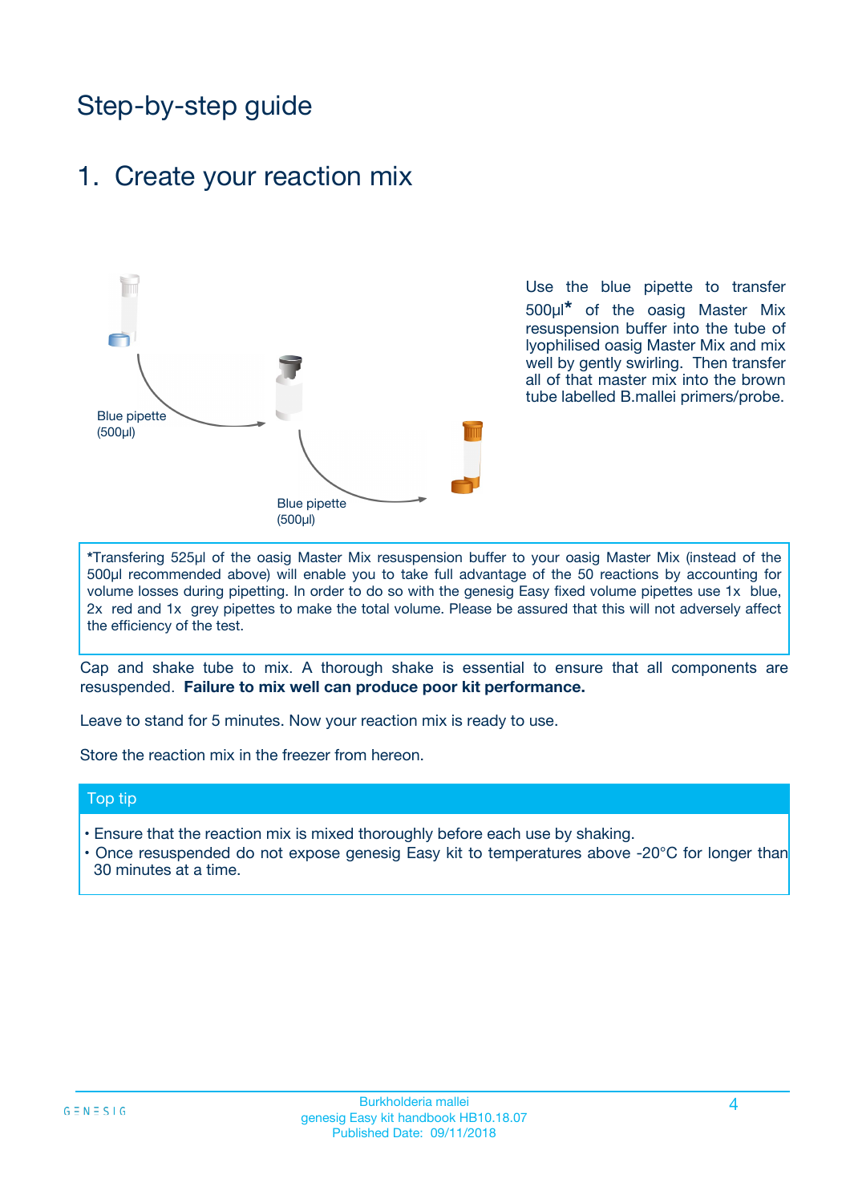# Step-by-step guide

## 1. Create your reaction mix

Blue pipette (500µl)

Blue pipette (500µl)

Use the blue pipette to transfer 500µl* of the oasig Master Mix resuspension buffer into the tube of lyophilised oasig Master Mix and mix well by gently swirling. Then transfer all of that master mix into the brown tube labelled B.mallei primers/probe.

*Transfering 525µl of the oasig Master Mix resuspension buffer to your oasig Master Mix (instead of the 500µl recommended above) will enable you to take full advantage of the 50 reactions by accounting for volume losses during pipetting. In order to do so with the genesig Easy fixed volume pipettes use 1x blue, 2x red and 1x grey pipettes to make the total volume. Please be assured that this will not adversely affect the efficiency of the test.

Cap and shake tube to mix. A thorough shake is essential to ensure that all components are resuspended. **Failure to mix well can produce poor kit performance.**

Leave to stand for 5 minutes. Now your reaction mix is ready to use.

Store the reaction mix in the freezer from hereon.

**Top tip**

- Ensure that the reaction mix is mixed thoroughly before each use by shaking.
- Once resuspended do not expose genesig Easy kit to temperatures above -20°C for longer than 30 minutes at a time.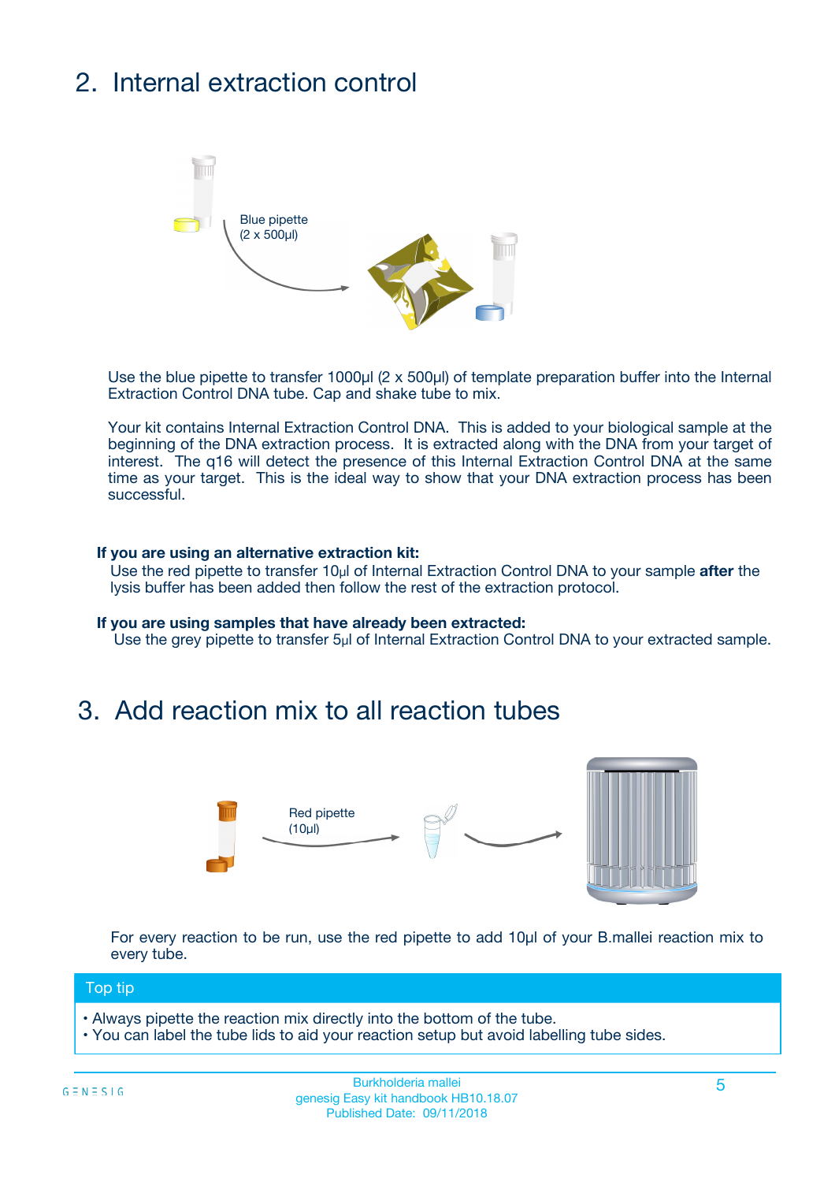## 2. Internal extraction control

Blue pipette
(2 x 500µl)

Use the blue pipette to transfer 1000µl (2 x 500µl) of template preparation buffer into the Internal Extraction Control DNA tube. Cap and shake tube to mix.

Your kit contains Internal Extraction Control DNA. This is added to your biological sample at the beginning of the DNA extraction process. It is extracted along with the DNA from your target of interest. The q16 will detect the presence of this Internal Extraction Control DNA at the same time as your target. This is the ideal way to show that your DNA extraction process has been successful.

**If you are using an alternative extraction kit:**
Use the red pipette to transfer 10µl of Internal Extraction Control DNA to your sample **after** the lysis buffer has been added then follow the rest of the extraction protocol.

**If you are using samples that have already been extracted:**
Use the grey pipette to transfer 5µl of Internal Extraction Control DNA to your extracted sample.

## 3. Add reaction mix to all reaction tubes

Red pipette
(10µl)

For every reaction to be run, use the red pipette to add 10µl of your B.mallei reaction mix to every tube.

### Top tip

- Always pipette the reaction mix directly into the bottom of the tube.
- You can label the tube lids to aid your reaction setup but avoid labelling tube sides.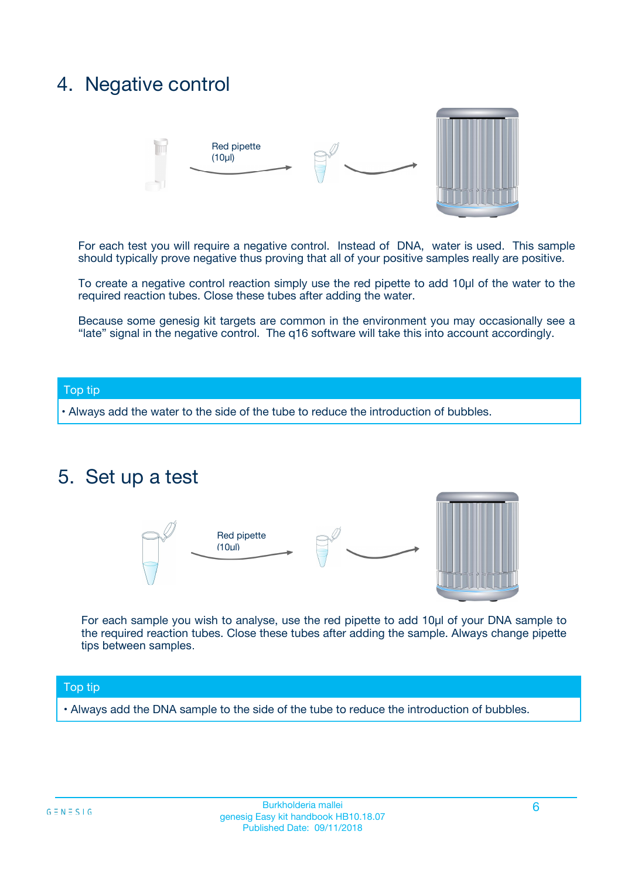## 4. Negative control

Red pipette (10µl)

For each test you will require a negative control. Instead of DNA, water is used. This sample should typically prove negative thus proving that all of your positive samples really are positive.

To create a negative control reaction simply use the red pipette to add 10µl of the water to the required reaction tubes. Close these tubes after adding the water.

Because some genesig kit targets are common in the environment you may occasionally see a "late" signal in the negative control. The q16 software will take this into account accordingly.

**Top tip**

- Always add the water to the side of the tube to reduce the introduction of bubbles.

## 5. Set up a test

Red pipette (10ul)

For each sample you wish to analyse, use the red pipette to add 10µl of your DNA sample to the required reaction tubes. Close these tubes after adding the sample. Always change pipette tips between samples.

**Top tip**

- Always add the DNA sample to the side of the tube to reduce the introduction of bubbles.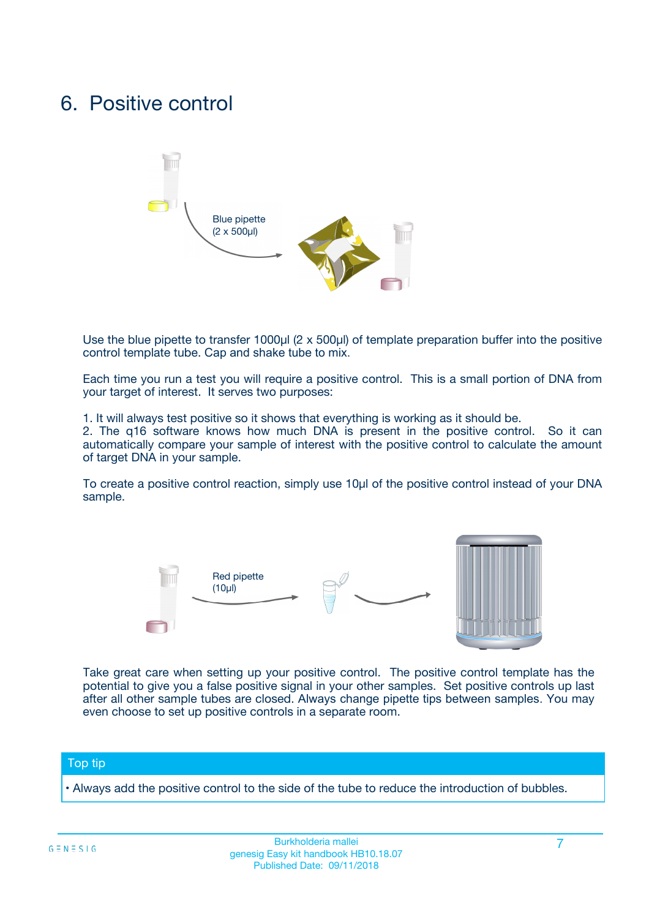# 6. Positive control

Blue pipette
(2 x 500µl)

Use the blue pipette to transfer 1000µl (2 x 500µl) of template preparation buffer into the positive control template tube. Cap and shake tube to mix.

Each time you run a test you will require a positive control. This is a small portion of DNA from your target of interest. It serves two purposes:

1. It will always test positive so it shows that everything is working as it should be.
2. The q16 software knows how much DNA is present in the positive control. So it can automatically compare your sample of interest with the positive control to calculate the amount of target DNA in your sample.

To create a positive control reaction, simply use 10µl of the positive control instead of your DNA sample.

Red pipette
(10µl)

Take great care when setting up your positive control. The positive control template has the potential to give you a false positive signal in your other samples. Set positive controls up last after all other sample tubes are closed. Always change pipette tips between samples. You may even choose to set up positive controls in a separate room.

**Top tip**

- Always add the positive control to the side of the tube to reduce the introduction of bubbles.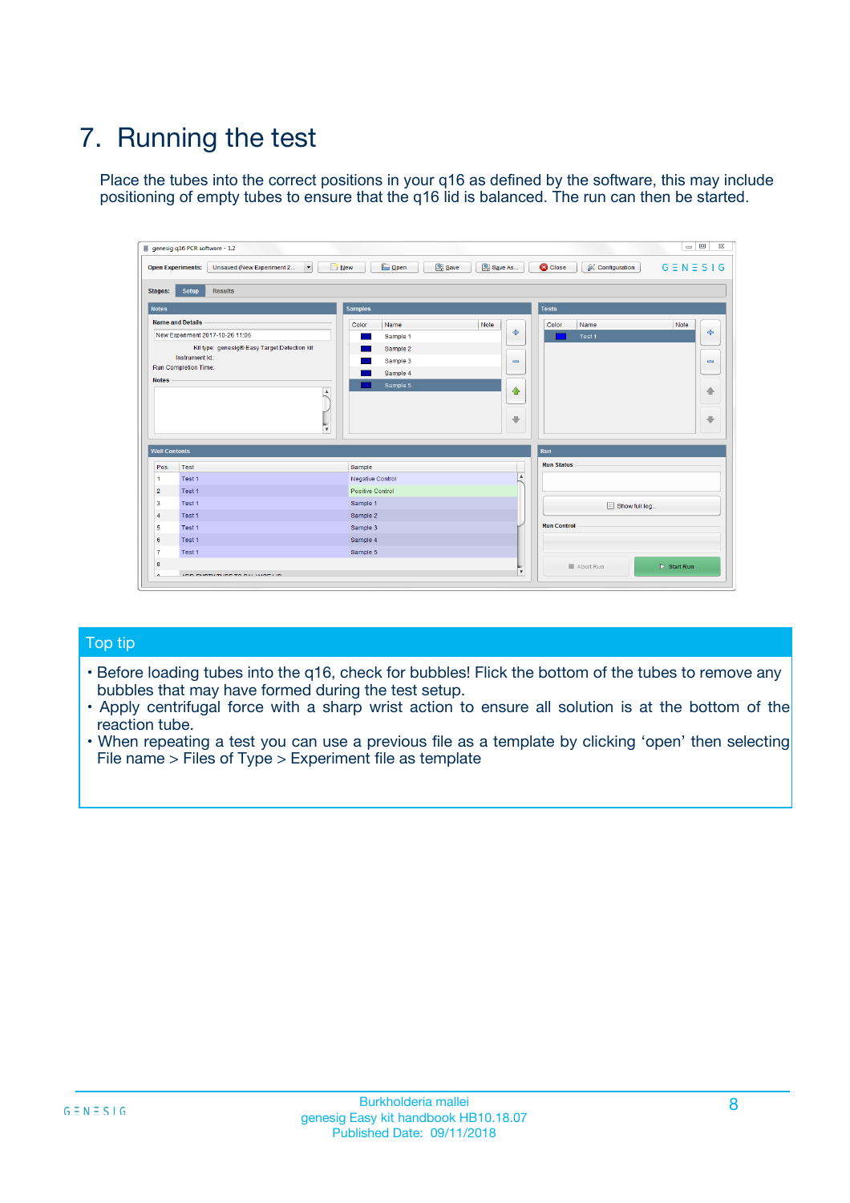# 7. Running the test

Place the tubes into the correct positions in your q16 as defined by the software, this may include positioning of empty tubes to ensure that the q16 lid is balanced. The run can then be started.

## Top tip

- Before loading tubes into the q16, check for bubbles! Flick the bottom of the tubes to remove any bubbles that may have formed during the test setup.
- Apply centrifugal force with a sharp wrist action to ensure all solution is at the bottom of the reaction tube.
- When repeating a test you can use a previous file as a template by clicking 'open' then selecting File name > Files of Type > Experiment file as template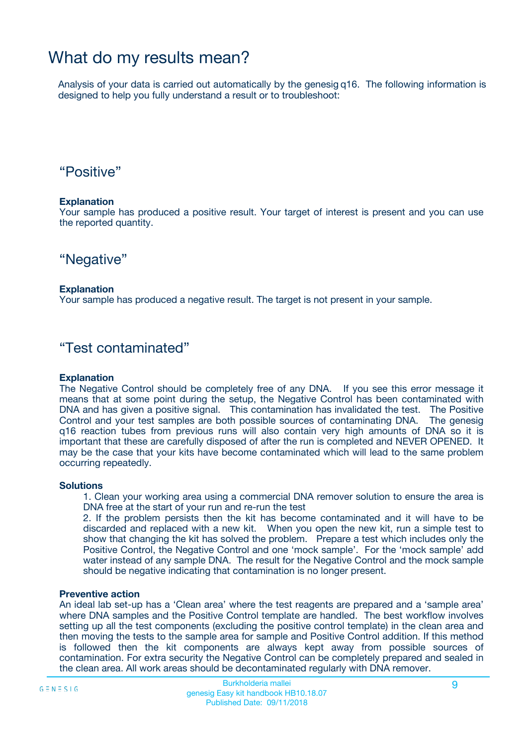# What do my results mean?

Analysis of your data is carried out automatically by the genesig q16. The following information is designed to help you fully understand a result or to troubleshoot:

## “Positive”

**Explanation**

Your sample has produced a positive result. Your target of interest is present and you can use the reported quantity.

## “Negative”

**Explanation**

Your sample has produced a negative result. The target is not present in your sample.

## “Test contaminated”

**Explanation**

The Negative Control should be completely free of any DNA. If you see this error message it means that at some point during the setup, the Negative Control has been contaminated with DNA and has given a positive signal. This contamination has invalidated the test. The Positive Control and your test samples are both possible sources of contaminating DNA. The genesig q16 reaction tubes from previous runs will also contain very high amounts of DNA so it is important that these are carefully disposed of after the run is completed and NEVER OPENED. It may be the case that your kits have become contaminated which will lead to the same problem occurring repeatedly.

**Solutions**

1. Clean your working area using a commercial DNA remover solution to ensure the area is DNA free at the start of your run and re-run the test
2. If the problem persists then the kit has become contaminated and it will have to be discarded and replaced with a new kit. When you open the new kit, run a simple test to show that changing the kit has solved the problem. Prepare a test which includes only the Positive Control, the Negative Control and one ‘mock sample’. For the ‘mock sample’ add water instead of any sample DNA. The result for the Negative Control and the mock sample should be negative indicating that contamination is no longer present.

**Preventive action**

An ideal lab set-up has a ‘Clean area’ where the test reagents are prepared and a ‘sample area’ where DNA samples and the Positive Control template are handled. The best workflow involves setting up all the test components (excluding the positive control template) in the clean area and then moving the tests to the sample area for sample and Positive Control addition. If this method is followed then the kit components are always kept away from possible sources of contamination. For extra security the Negative Control can be completely prepared and sealed in the clean area. All work areas should be decontaminated regularly with DNA remover.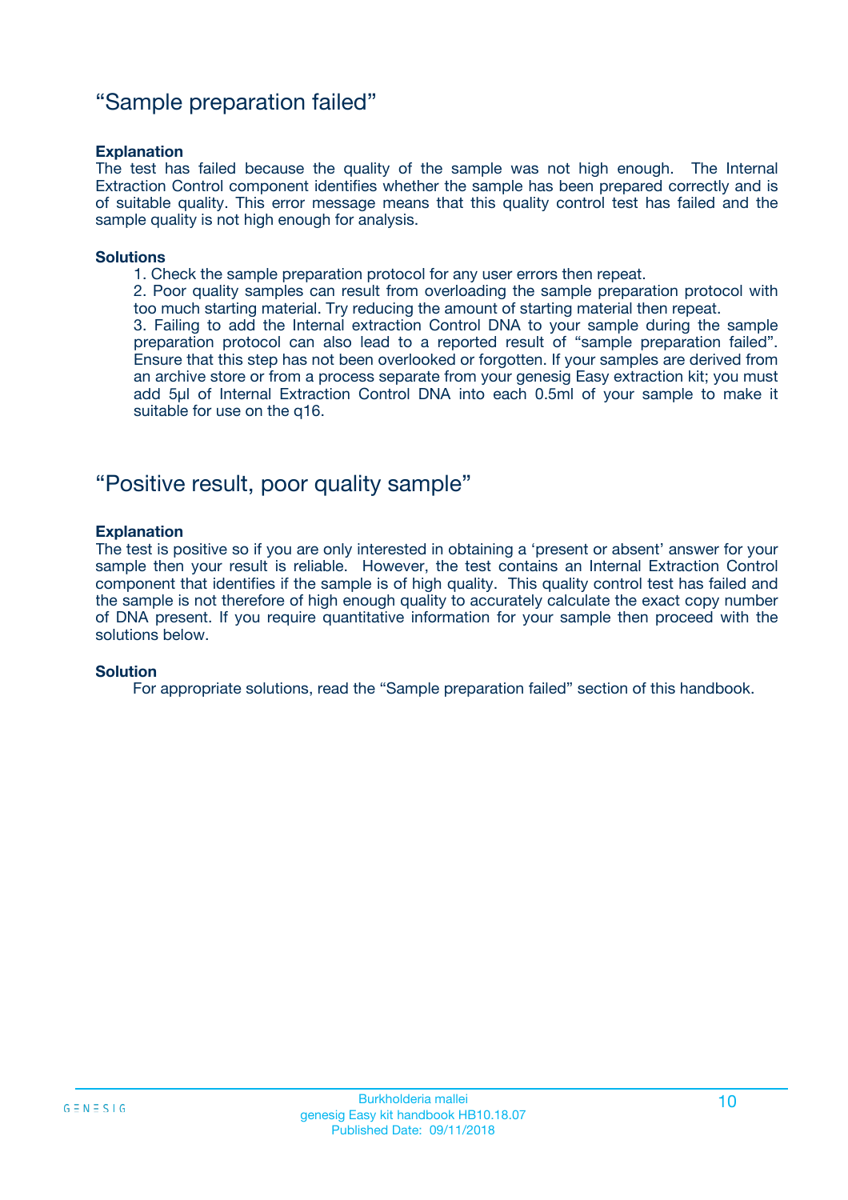## "Sample preparation failed"

**Explanation**

The test has failed because the quality of the sample was not high enough. The Internal Extraction Control component identifies whether the sample has been prepared correctly and is of suitable quality. This error message means that this quality control test has failed and the sample quality is not high enough for analysis.

**Solutions**

1. Check the sample preparation protocol for any user errors then repeat.
2. Poor quality samples can result from overloading the sample preparation protocol with too much starting material. Try reducing the amount of starting material then repeat.
3. Failing to add the Internal extraction Control DNA to your sample during the sample preparation protocol can also lead to a reported result of "sample preparation failed". Ensure that this step has not been overlooked or forgotten. If your samples are derived from an archive store or from a process separate from your genesig Easy extraction kit; you must add 5µl of Internal Extraction Control DNA into each 0.5ml of your sample to make it suitable for use on the q16.

## "Positive result, poor quality sample"

**Explanation**

The test is positive so if you are only interested in obtaining a 'present or absent' answer for your sample then your result is reliable. However, the test contains an Internal Extraction Control component that identifies if the sample is of high quality. This quality control test has failed and the sample is not therefore of high enough quality to accurately calculate the exact copy number of DNA present. If you require quantitative information for your sample then proceed with the solutions below.

**Solution**

For appropriate solutions, read the "Sample preparation failed" section of this handbook.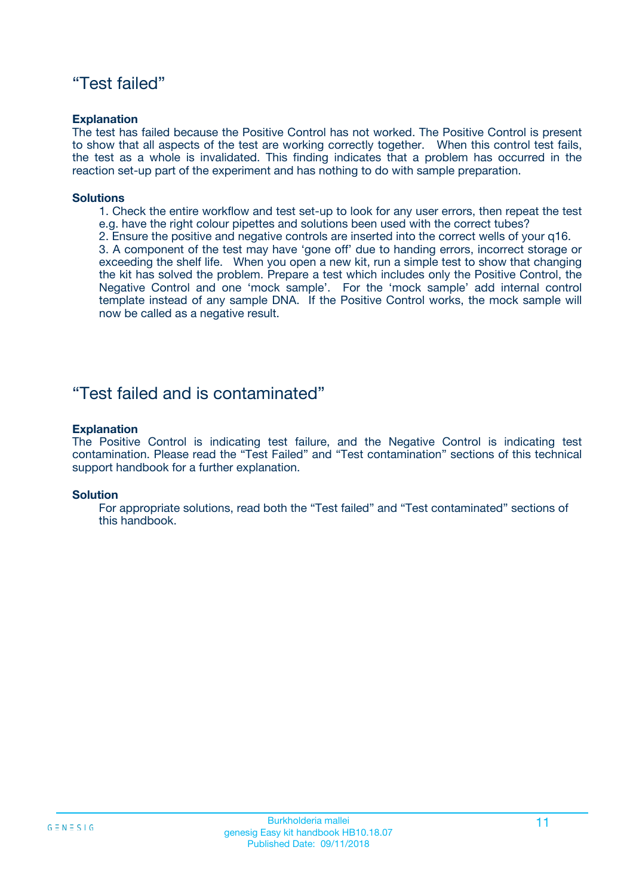## “Test failed”

**Explanation**

The test has failed because the Positive Control has not worked. The Positive Control is present to show that all aspects of the test are working correctly together. When this control test fails, the test as a whole is invalidated. This finding indicates that a problem has occurred in the reaction set-up part of the experiment and has nothing to do with sample preparation.

**Solutions**

1. Check the entire workflow and test set-up to look for any user errors, then repeat the test e.g. have the right colour pipettes and solutions been used with the correct tubes?
2. Ensure the positive and negative controls are inserted into the correct wells of your q16.
3. A component of the test may have ‘gone off’ due to handing errors, incorrect storage or exceeding the shelf life. When you open a new kit, run a simple test to show that changing the kit has solved the problem. Prepare a test which includes only the Positive Control, the Negative Control and one ‘mock sample’. For the ‘mock sample’ add internal control template instead of any sample DNA. If the Positive Control works, the mock sample will now be called as a negative result.

## “Test failed and is contaminated”

**Explanation**

The Positive Control is indicating test failure, and the Negative Control is indicating test contamination. Please read the “Test Failed” and “Test contamination” sections of this technical support handbook for a further explanation.

**Solution**

For appropriate solutions, read both the “Test failed” and “Test contaminated” sections of this handbook.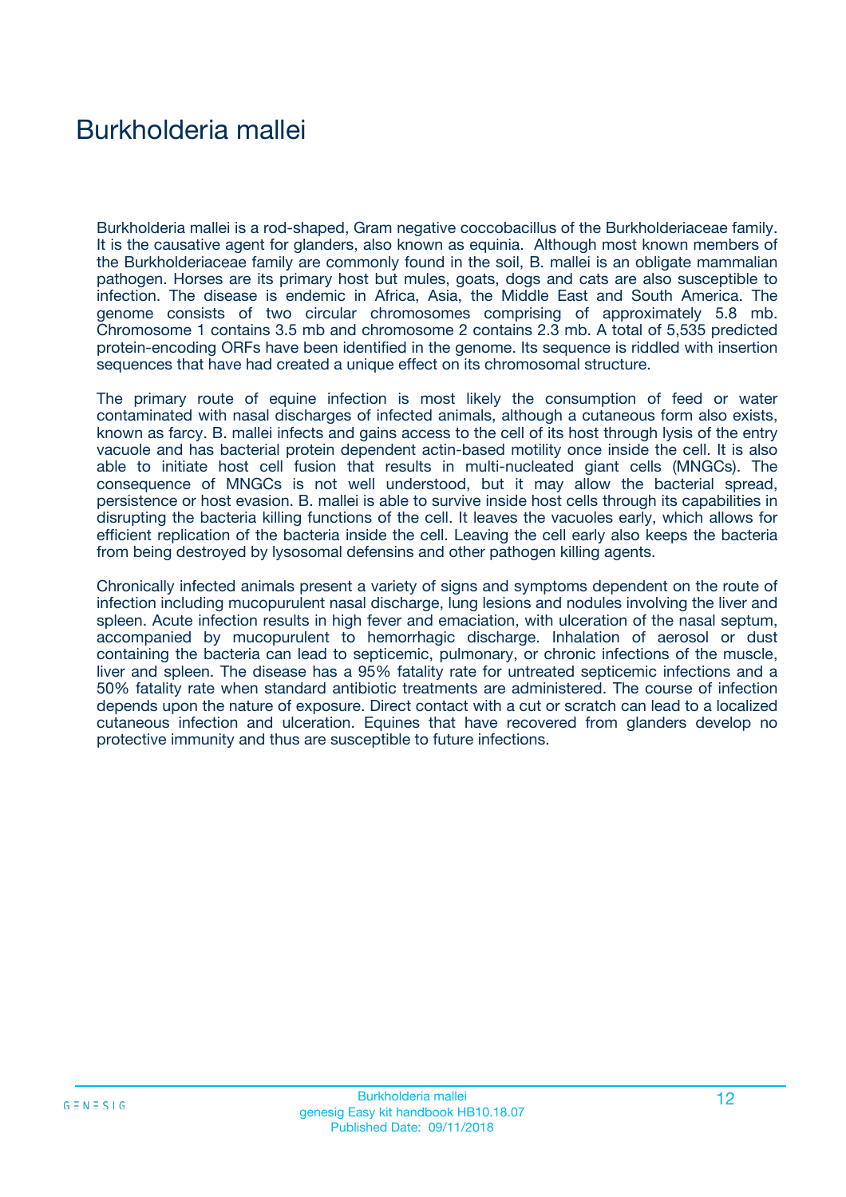# Burkholderia mallei

Burkholderia mallei is a rod-shaped, Gram negative coccobacillus of the Burkholderiaceae family. It is the causative agent for glanders, also known as equinia. Although most known members of the Burkholderiaceae family are commonly found in the soil, B. mallei is an obligate mammalian pathogen. Horses are its primary host but mules, goats, dogs and cats are also susceptible to infection. The disease is endemic in Africa, Asia, the Middle East and South America. The genome consists of two circular chromosomes comprising of approximately 5.8 mb. Chromosome 1 contains 3.5 mb and chromosome 2 contains 2.3 mb. A total of 5,535 predicted protein-encoding ORFs have been identified in the genome. Its sequence is riddled with insertion sequences that have had created a unique effect on its chromosomal structure.

The primary route of equine infection is most likely the consumption of feed or water contaminated with nasal discharges of infected animals, although a cutaneous form also exists, known as farcy. B. mallei infects and gains access to the cell of its host through lysis of the entry vacuole and has bacterial protein dependent actin-based motility once inside the cell. It is also able to initiate host cell fusion that results in multi-nucleated giant cells (MNGCs). The consequence of MNGCs is not well understood, but it may allow the bacterial spread, persistence or host evasion. B. mallei is able to survive inside host cells through its capabilities in disrupting the bacteria killing functions of the cell. It leaves the vacuoles early, which allows for efficient replication of the bacteria inside the cell. Leaving the cell early also keeps the bacteria from being destroyed by lysosomal defensins and other pathogen killing agents.

Chronically infected animals present a variety of signs and symptoms dependent on the route of infection including mucopurulent nasal discharge, lung lesions and nodules involving the liver and spleen. Acute infection results in high fever and emaciation, with ulceration of the nasal septum, accompanied by mucopurulent to hemorrhagic discharge. Inhalation of aerosol or dust containing the bacteria can lead to septicemic, pulmonary, or chronic infections of the muscle, liver and spleen. The disease has a 95% fatality rate for untreated septicemic infections and a 50% fatality rate when standard antibiotic treatments are administered. The course of infection depends upon the nature of exposure. Direct contact with a cut or scratch can lead to a localized cutaneous infection and ulceration. Equines that have recovered from glanders develop no protective immunity and thus are susceptible to future infections.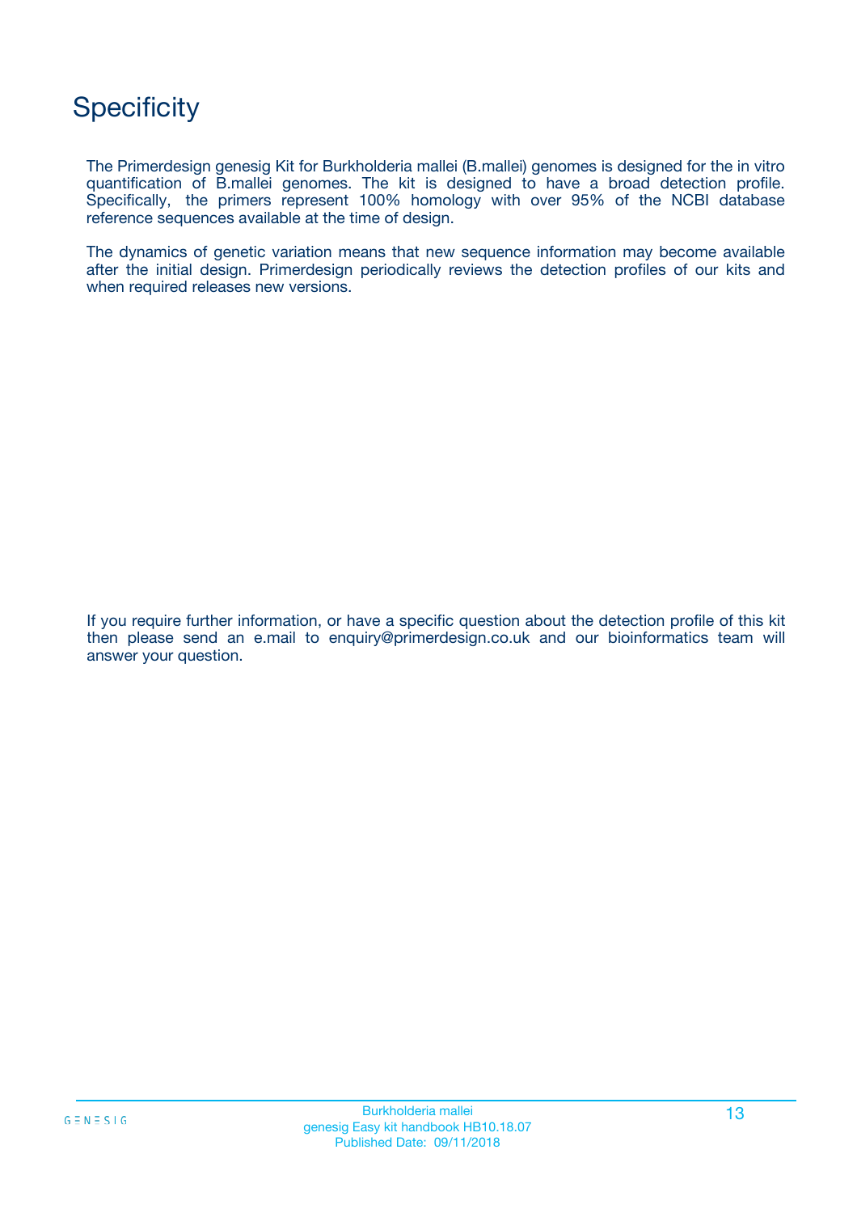# Specificity

The Primerdesign genesig Kit for Burkholderia mallei (B.mallei) genomes is designed for the in vitro quantification of B.mallei genomes. The kit is designed to have a broad detection profile. Specifically, the primers represent 100% homology with over 95% of the NCBI database reference sequences available at the time of design.

The dynamics of genetic variation means that new sequence information may become available after the initial design. Primerdesign periodically reviews the detection profiles of our kits and when required releases new versions.

If you require further information, or have a specific question about the detection profile of this kit then please send an e.mail to enquiry@primerdesign.co.uk and our bioinformatics team will answer your question.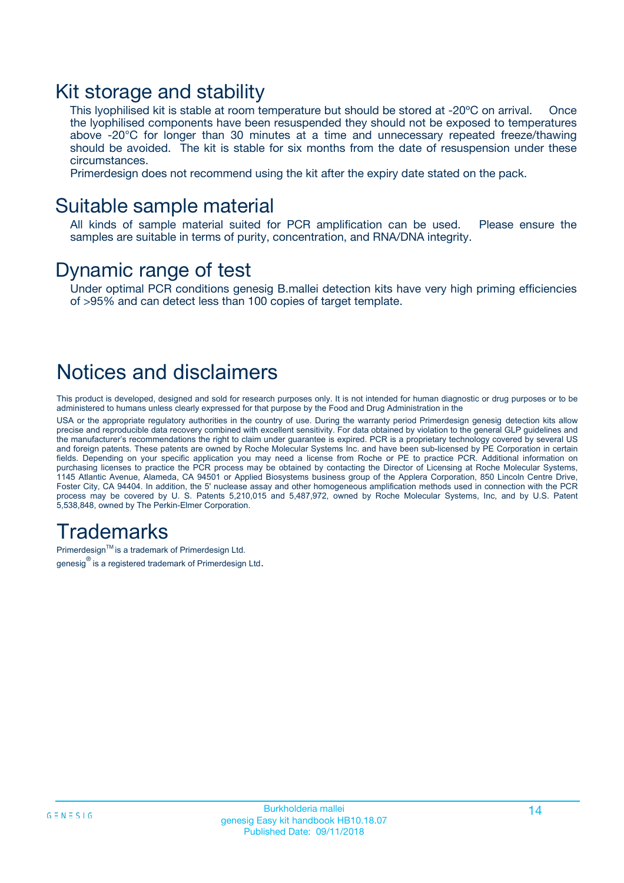# Kit storage and stability

This lyophilised kit is stable at room temperature but should be stored at -20ºC on arrival. Once the lyophilised components have been resuspended they should not be exposed to temperatures above -20°C for longer than 30 minutes at a time and unnecessary repeated freeze/thawing should be avoided. The kit is stable for six months from the date of resuspension under these circumstances.

Primerdesign does not recommend using the kit after the expiry date stated on the pack.

# Suitable sample material

All kinds of sample material suited for PCR amplification can be used. Please ensure the samples are suitable in terms of purity, concentration, and RNA/DNA integrity.

# Dynamic range of test

Under optimal PCR conditions genesig B.mallei detection kits have very high priming efficiencies of >95% and can detect less than 100 copies of target template.

# Notices and disclaimers

This product is developed, designed and sold for research purposes only. It is not intended for human diagnostic or drug purposes or to be administered to humans unless clearly expressed for that purpose by the Food and Drug Administration in the

USA or the appropriate regulatory authorities in the country of use. During the warranty period Primerdesign genesig detection kits allow precise and reproducible data recovery combined with excellent sensitivity. For data obtained by violation to the general GLP guidelines and the manufacturer's recommendations the right to claim under guarantee is expired. PCR is a proprietary technology covered by several US and foreign patents. These patents are owned by Roche Molecular Systems Inc. and have been sub-licensed by PE Corporation in certain fields. Depending on your specific application you may need a license from Roche or PE to practice PCR. Additional information on purchasing licenses to practice the PCR process may be obtained by contacting the Director of Licensing at Roche Molecular Systems, 1145 Atlantic Avenue, Alameda, CA 94501 or Applied Biosystems business group of the Applera Corporation, 850 Lincoln Centre Drive, Foster City, CA 94404. In addition, the 5' nuclease assay and other homogeneous amplification methods used in connection with the PCR process may be covered by U. S. Patents 5,210,015 and 5,487,972, owned by Roche Molecular Systems, Inc, and by U.S. Patent 5,538,848, owned by The Perkin-Elmer Corporation.

# Trademarks

Primerdesign™ is a trademark of Primerdesign Ltd.

genesig® is a registered trademark of Primerdesign Ltd.